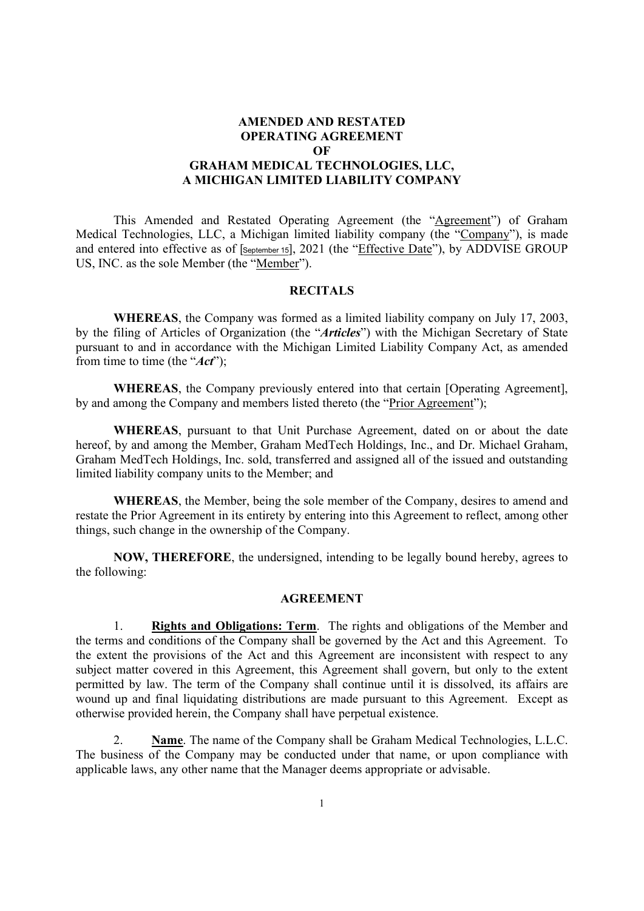# AMENDED AND RESTATED OPERATING AGREEMENT OF GRAHAM MEDICAL TECHNOLOGIES, LLC, A MICHIGAN LIMITED LIABILITY COMPANY

This Amended and Restated Operating Agreement (the "Agreement") of Graham Medical Technologies, LLC, a Michigan limited liability company (the "Company"), is made and entered into effective as of [September 15], 2021 (the "Effective Date"), by ADDVISE GROUP US, INC. as the sole Member (the "Member").

## RECITALS

**WHEREAS**, the Company was formed as a limited liability company on July 17, 2003, by the filing of Articles of Organization (the "***Articles***") with the Michigan Secretary of State pursuant to and in accordance with the Michigan Limited Liability Company Act, as amended from time to time (the "***Act***");

**WHEREAS**, the Company previously entered into that certain [Operating Agreement], by and among the Company and members listed thereto (the "Prior Agreement");

**WHEREAS**, pursuant to that Unit Purchase Agreement, dated on or about the date hereof, by and among the Member, Graham MedTech Holdings, Inc., and Dr. Michael Graham, Graham MedTech Holdings, Inc. sold, transferred and assigned all of the issued and outstanding limited liability company units to the Member; and

**WHEREAS**, the Member, being the sole member of the Company, desires to amend and restate the Prior Agreement in its entirety by entering into this Agreement to reflect, among other things, such change in the ownership of the Company.

**NOW, THEREFORE**, the undersigned, intending to be legally bound hereby, agrees to the following:

## AGREEMENT

1. **Rights and Obligations: Term**. The rights and obligations of the Member and the terms and conditions of the Company shall be governed by the Act and this Agreement. To the extent the provisions of the Act and this Agreement are inconsistent with respect to any subject matter covered in this Agreement, this Agreement shall govern, but only to the extent permitted by law. The term of the Company shall continue until it is dissolved, its affairs are wound up and final liquidating distributions are made pursuant to this Agreement. Except as otherwise provided herein, the Company shall have perpetual existence.

2. **Name**. The name of the Company shall be Graham Medical Technologies, L.L.C. The business of the Company may be conducted under that name, or upon compliance with applicable laws, any other name that the Manager deems appropriate or advisable.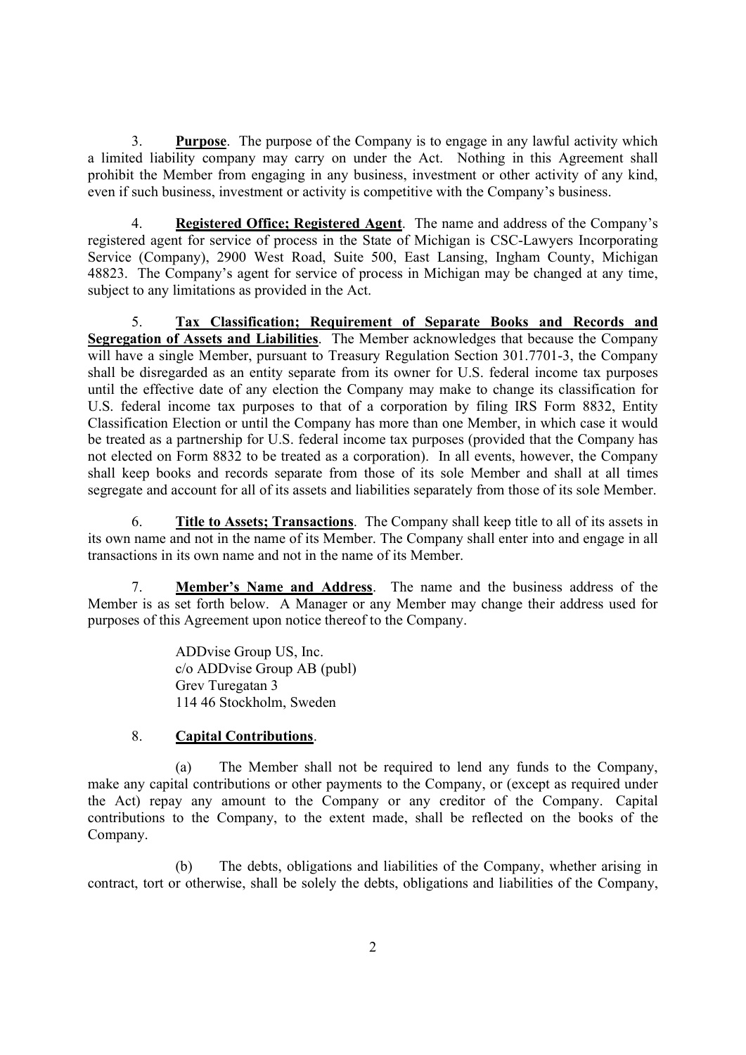3. **Purpose**. The purpose of the Company is to engage in any lawful activity which a limited liability company may carry on under the Act. Nothing in this Agreement shall prohibit the Member from engaging in any business, investment or other activity of any kind, even if such business, investment or activity is competitive with the Company's business.

4. **Registered Office; Registered Agent**. The name and address of the Company's registered agent for service of process in the State of Michigan is CSC-Lawyers Incorporating Service (Company), 2900 West Road, Suite 500, East Lansing, Ingham County, Michigan 48823. The Company's agent for service of process in Michigan may be changed at any time, subject to any limitations as provided in the Act.

5. **Tax Classification; Requirement of Separate Books and Records and Segregation of Assets and Liabilities**. The Member acknowledges that because the Company will have a single Member, pursuant to Treasury Regulation Section 301.7701-3, the Company shall be disregarded as an entity separate from its owner for U.S. federal income tax purposes until the effective date of any election the Company may make to change its classification for U.S. federal income tax purposes to that of a corporation by filing IRS Form 8832, Entity Classification Election or until the Company has more than one Member, in which case it would be treated as a partnership for U.S. federal income tax purposes (provided that the Company has not elected on Form 8832 to be treated as a corporation). In all events, however, the Company shall keep books and records separate from those of its sole Member and shall at all times segregate and account for all of its assets and liabilities separately from those of its sole Member.

6. **Title to Assets; Transactions**. The Company shall keep title to all of its assets in its own name and not in the name of its Member. The Company shall enter into and engage in all transactions in its own name and not in the name of its Member.

7. **Member's Name and Address**. The name and the business address of the Member is as set forth below. A Manager or any Member may change their address used for purposes of this Agreement upon notice thereof to the Company.

ADDvise Group US, Inc.
c/o ADDvise Group AB (publ)
Grev Turegatan 3
114 46 Stockholm, Sweden

8. **Capital Contributions**.

(a) The Member shall not be required to lend any funds to the Company, make any capital contributions or other payments to the Company, or (except as required under the Act) repay any amount to the Company or any creditor of the Company. Capital contributions to the Company, to the extent made, shall be reflected on the books of the Company.

(b) The debts, obligations and liabilities of the Company, whether arising in contract, tort or otherwise, shall be solely the debts, obligations and liabilities of the Company,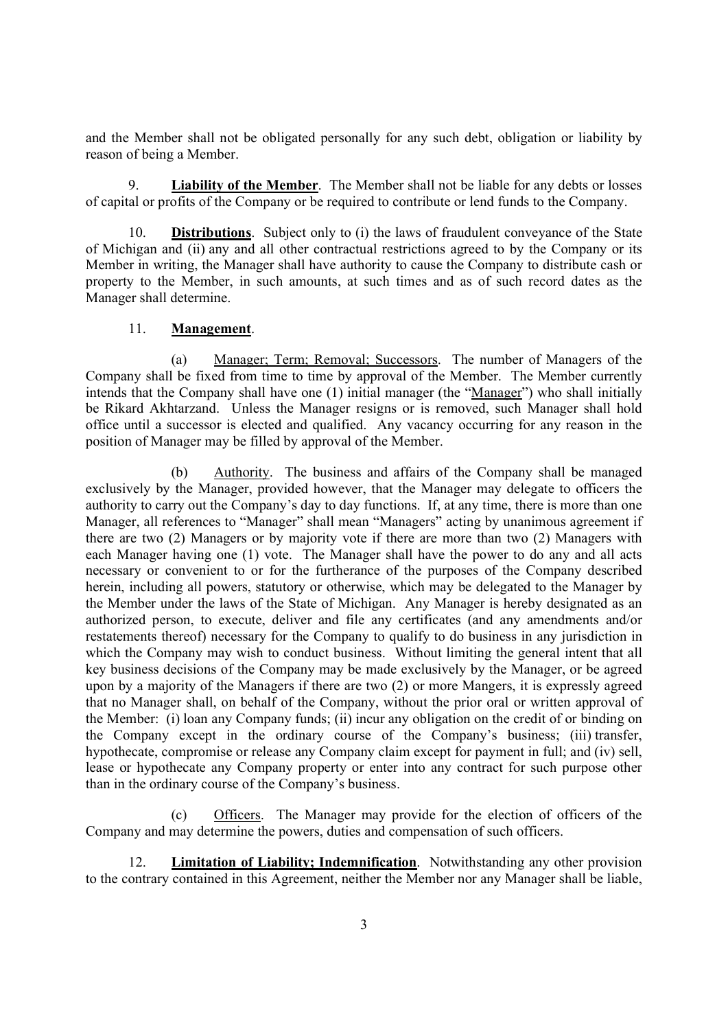and the Member shall not be obligated personally for any such debt, obligation or liability by reason of being a Member.

9. **Liability of the Member**. The Member shall not be liable for any debts or losses of capital or profits of the Company or be required to contribute or lend funds to the Company.

10. **Distributions**. Subject only to (i) the laws of fraudulent conveyance of the State of Michigan and (ii) any and all other contractual restrictions agreed to by the Company or its Member in writing, the Manager shall have authority to cause the Company to distribute cash or property to the Member, in such amounts, at such times and as of such record dates as the Manager shall determine.

11. **Management**.

(a) Manager; Term; Removal; Successors. The number of Managers of the Company shall be fixed from time to time by approval of the Member. The Member currently intends that the Company shall have one (1) initial manager (the "Manager") who shall initially be Rikard Akhtarzand. Unless the Manager resigns or is removed, such Manager shall hold office until a successor is elected and qualified. Any vacancy occurring for any reason in the position of Manager may be filled by approval of the Member.

(b) Authority. The business and affairs of the Company shall be managed exclusively by the Manager, provided however, that the Manager may delegate to officers the authority to carry out the Company's day to day functions. If, at any time, there is more than one Manager, all references to "Manager" shall mean "Managers" acting by unanimous agreement if there are two (2) Managers or by majority vote if there are more than two (2) Managers with each Manager having one (1) vote. The Manager shall have the power to do any and all acts necessary or convenient to or for the furtherance of the purposes of the Company described herein, including all powers, statutory or otherwise, which may be delegated to the Manager by the Member under the laws of the State of Michigan. Any Manager is hereby designated as an authorized person, to execute, deliver and file any certificates (and any amendments and/or restatements thereof) necessary for the Company to qualify to do business in any jurisdiction in which the Company may wish to conduct business. Without limiting the general intent that all key business decisions of the Company may be made exclusively by the Manager, or be agreed upon by a majority of the Managers if there are two (2) or more Mangers, it is expressly agreed that no Manager shall, on behalf of the Company, without the prior oral or written approval of the Member: (i) loan any Company funds; (ii) incur any obligation on the credit of or binding on the Company except in the ordinary course of the Company's business; (iii) transfer, hypothecate, compromise or release any Company claim except for payment in full; and (iv) sell, lease or hypothecate any Company property or enter into any contract for such purpose other than in the ordinary course of the Company's business.

(c) Officers. The Manager may provide for the election of officers of the Company and may determine the powers, duties and compensation of such officers.

12. **Limitation of Liability; Indemnification**. Notwithstanding any other provision to the contrary contained in this Agreement, neither the Member nor any Manager shall be liable,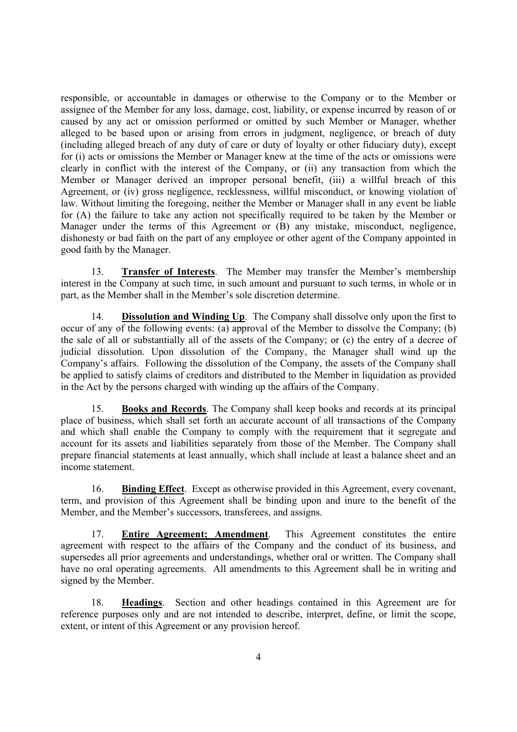responsible, or accountable in damages or otherwise to the Company or to the Member or assignee of the Member for any loss, damage, cost, liability, or expense incurred by reason of or caused by any act or omission performed or omitted by such Member or Manager, whether alleged to be based upon or arising from errors in judgment, negligence, or breach of duty (including alleged breach of any duty of care or duty of loyalty or other fiduciary duty), except for (i) acts or omissions the Member or Manager knew at the time of the acts or omissions were clearly in conflict with the interest of the Company, or (ii) any transaction from which the Member or Manager derived an improper personal benefit, (iii) a willful breach of this Agreement, or (iv) gross negligence, recklessness, willful misconduct, or knowing violation of law. Without limiting the foregoing, neither the Member or Manager shall in any event be liable for (A) the failure to take any action not specifically required to be taken by the Member or Manager under the terms of this Agreement or (B) any mistake, misconduct, negligence, dishonesty or bad faith on the part of any employee or other agent of the Company appointed in good faith by the Manager.

13. **Transfer of Interests**. The Member may transfer the Member's membership interest in the Company at such time, in such amount and pursuant to such terms, in whole or in part, as the Member shall in the Member's sole discretion determine.

14. **Dissolution and Winding Up**. The Company shall dissolve only upon the first to occur of any of the following events: (a) approval of the Member to dissolve the Company; (b) the sale of all or substantially all of the assets of the Company; or (c) the entry of a decree of judicial dissolution. Upon dissolution of the Company, the Manager shall wind up the Company's affairs. Following the dissolution of the Company, the assets of the Company shall be applied to satisfy claims of creditors and distributed to the Member in liquidation as provided in the Act by the persons charged with winding up the affairs of the Company.

15. **Books and Records**. The Company shall keep books and records at its principal place of business, which shall set forth an accurate account of all transactions of the Company and which shall enable the Company to comply with the requirement that it segregate and account for its assets and liabilities separately from those of the Member. The Company shall prepare financial statements at least annually, which shall include at least a balance sheet and an income statement.

16. **Binding Effect**. Except as otherwise provided in this Agreement, every covenant, term, and provision of this Agreement shall be binding upon and inure to the benefit of the Member, and the Member's successors, transferees, and assigns.

17. **Entire Agreement; Amendment**. This Agreement constitutes the entire agreement with respect to the affairs of the Company and the conduct of its business, and supersedes all prior agreements and understandings, whether oral or written. The Company shall have no oral operating agreements. All amendments to this Agreement shall be in writing and signed by the Member.

18. **Headings**. Section and other headings contained in this Agreement are for reference purposes only and are not intended to describe, interpret, define, or limit the scope, extent, or intent of this Agreement or any provision hereof.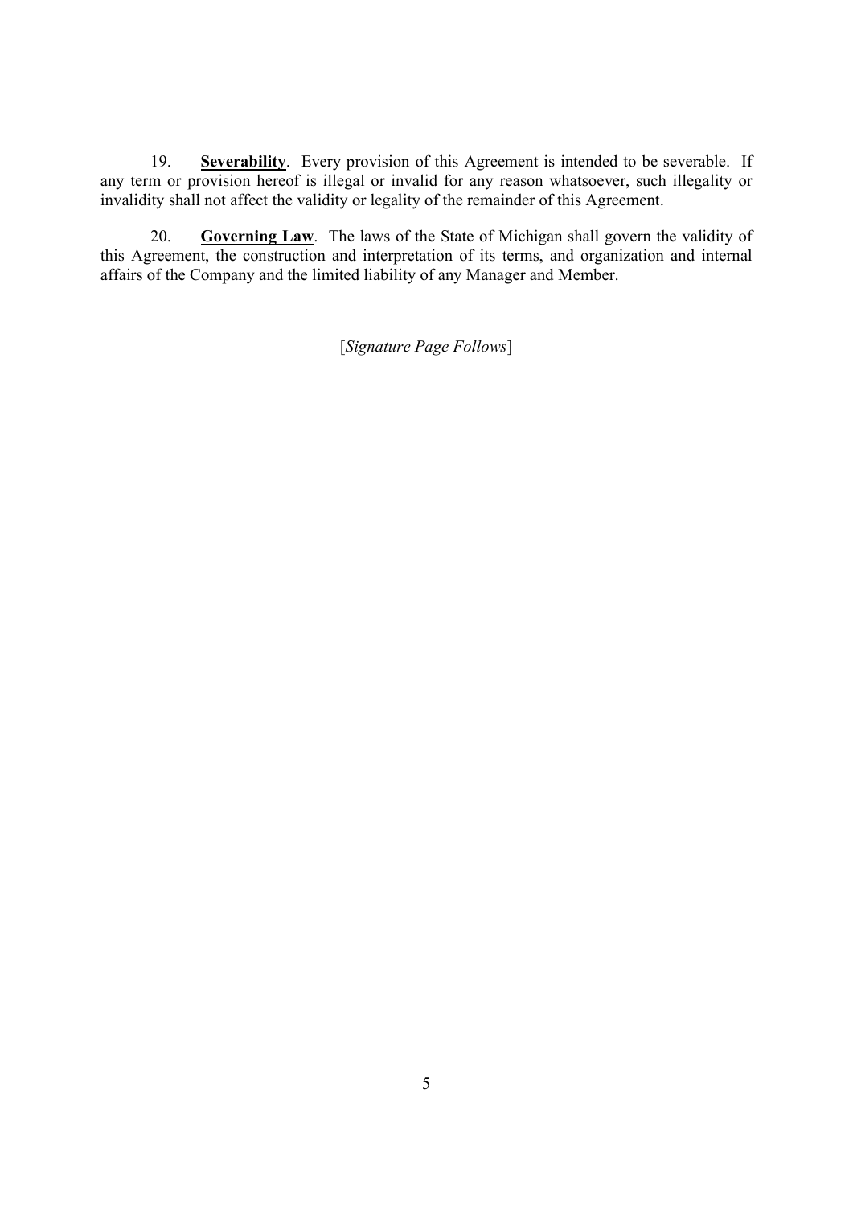19. **Severability**. Every provision of this Agreement is intended to be severable. If any term or provision hereof is illegal or invalid for any reason whatsoever, such illegality or invalidity shall not affect the validity or legality of the remainder of this Agreement.

20. **Governing Law**. The laws of the State of Michigan shall govern the validity of this Agreement, the construction and interpretation of its terms, and organization and internal affairs of the Company and the limited liability of any Manager and Member.

[*Signature Page Follows*]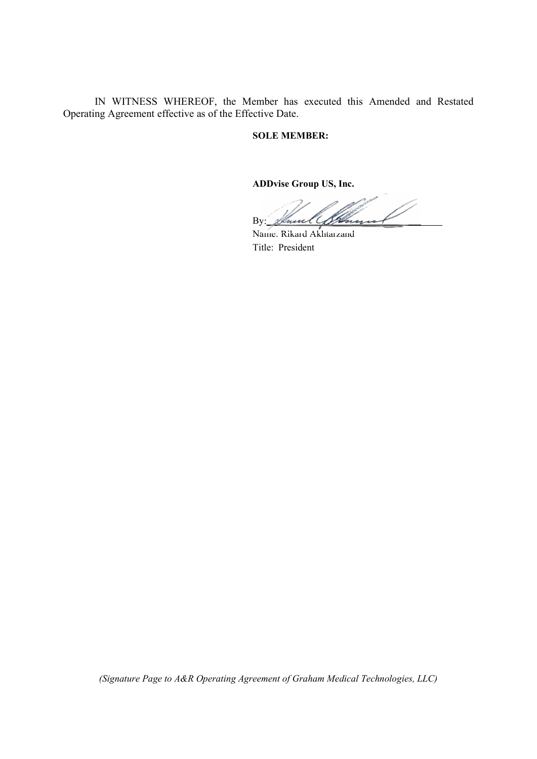IN WITNESS WHEREOF, the Member has executed this Amended and Restated Operating Agreement effective as of the Effective Date.

**SOLE MEMBER:**

**ADDvise Group US, Inc.**

By: ______________________

Name: Rikard Akhtarzand

Title: President

*(Signature Page to A&R Operating Agreement of Graham Medical Technologies, LLC)*